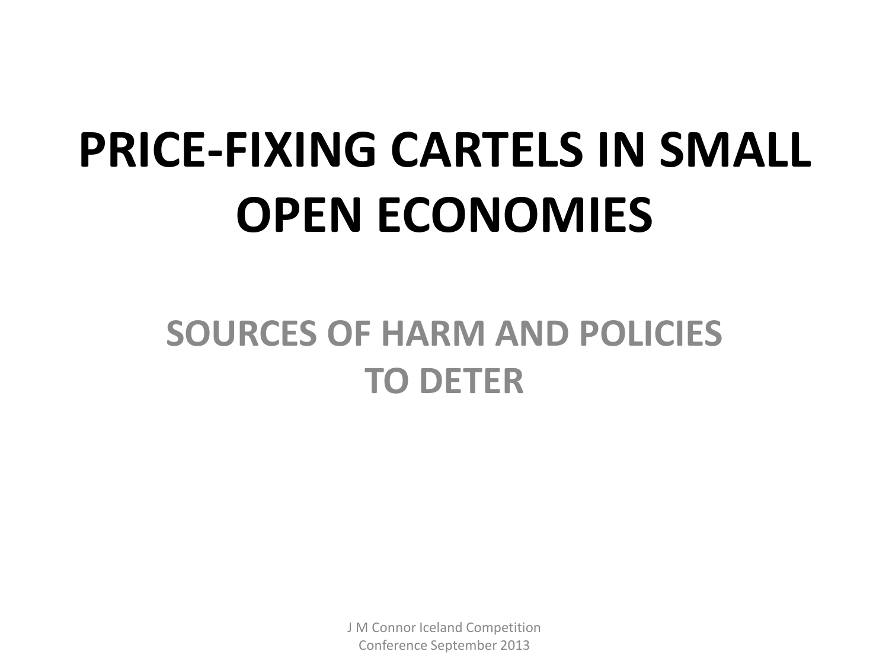# PRICE-FIXING CARTELS IN SMALL OPEN ECONOMIES

## SOURCES OF HARM AND POLICIES TO DETER

J M Connor Iceland Competition Conference September 2013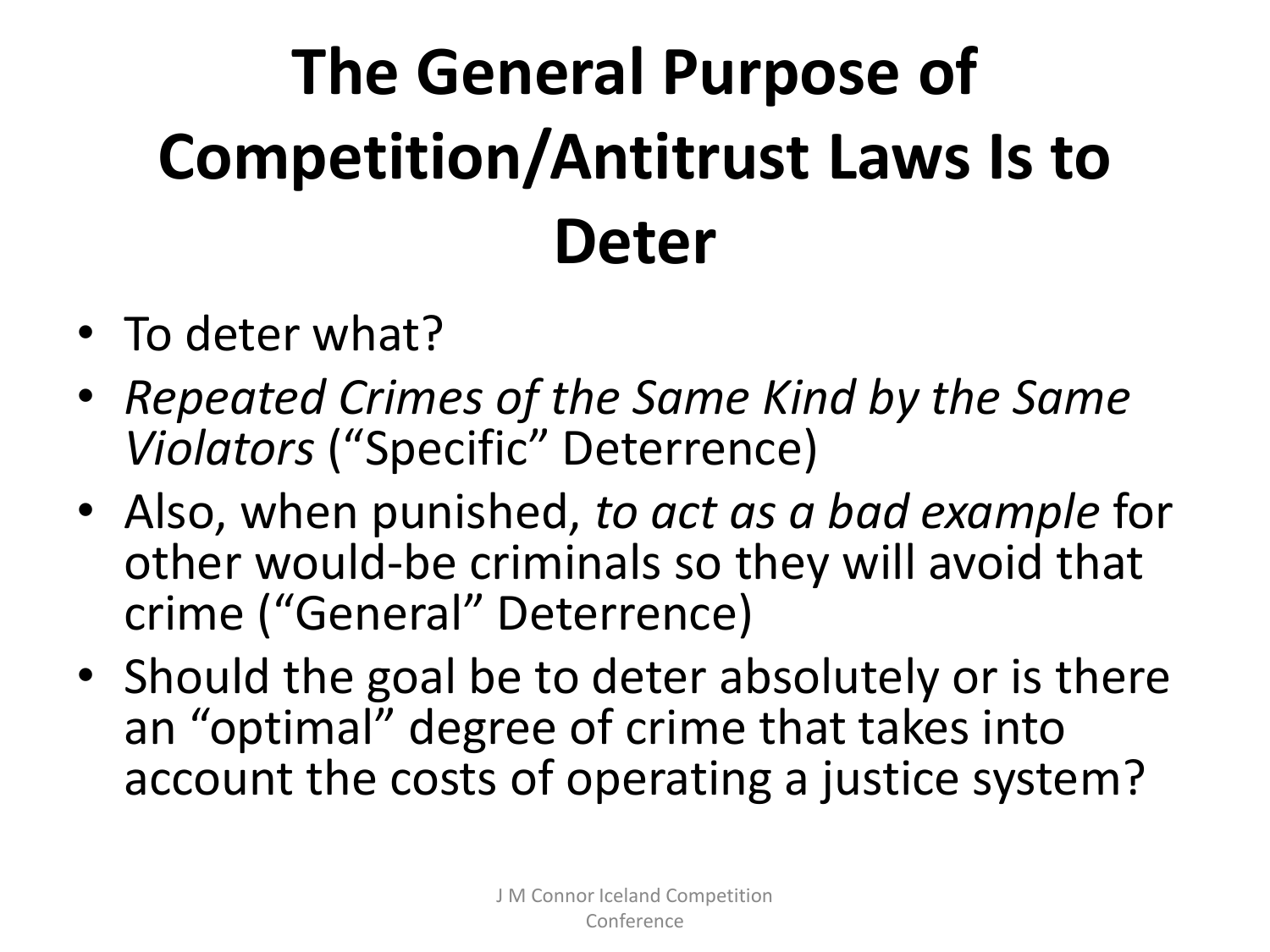# The General Purpose of Competition/Antitrust Laws Is to Deter

- To deter what?
- *Repeated Crimes of the Same Kind by the Same Violators* ("Specific" Deterrence)
- Also, when punished, *to act as a bad example* for other would-be criminals so they will avoid that crime ("General" Deterrence)
- Should the goal be to deter absolutely or is there an "optimal" degree of crime that takes into account the costs of operating a justice system?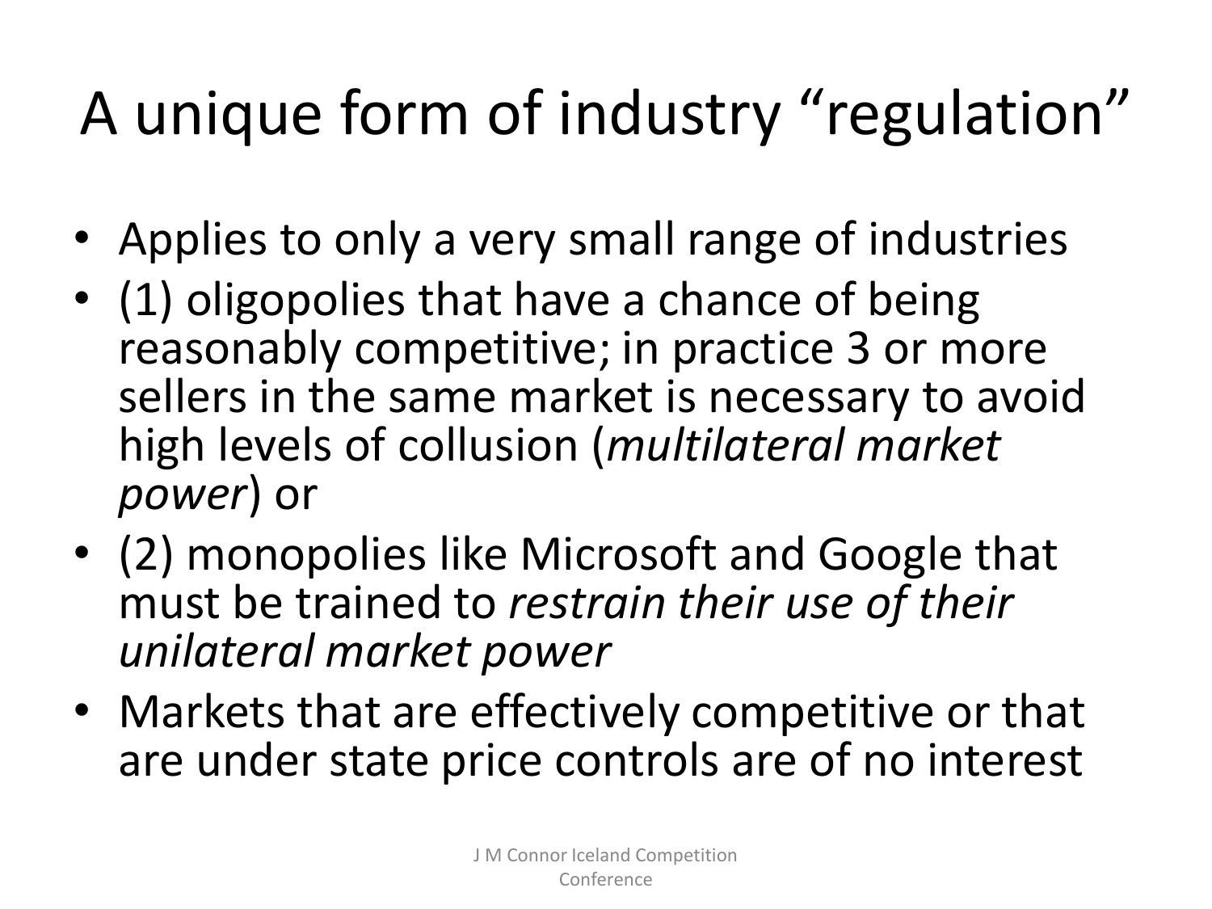# A unique form of industry "regulation"

- Applies to only a very small range of industries
- (1) oligopolies that have a chance of being reasonably competitive; in practice 3 or more sellers in the same market is necessary to avoid high levels of collusion (*multilateral market power*) or
- (2) monopolies like Microsoft and Google that must be trained to *restrain their use of their unilateral market power*
- Markets that are effectively competitive or that are under state price controls are of no interest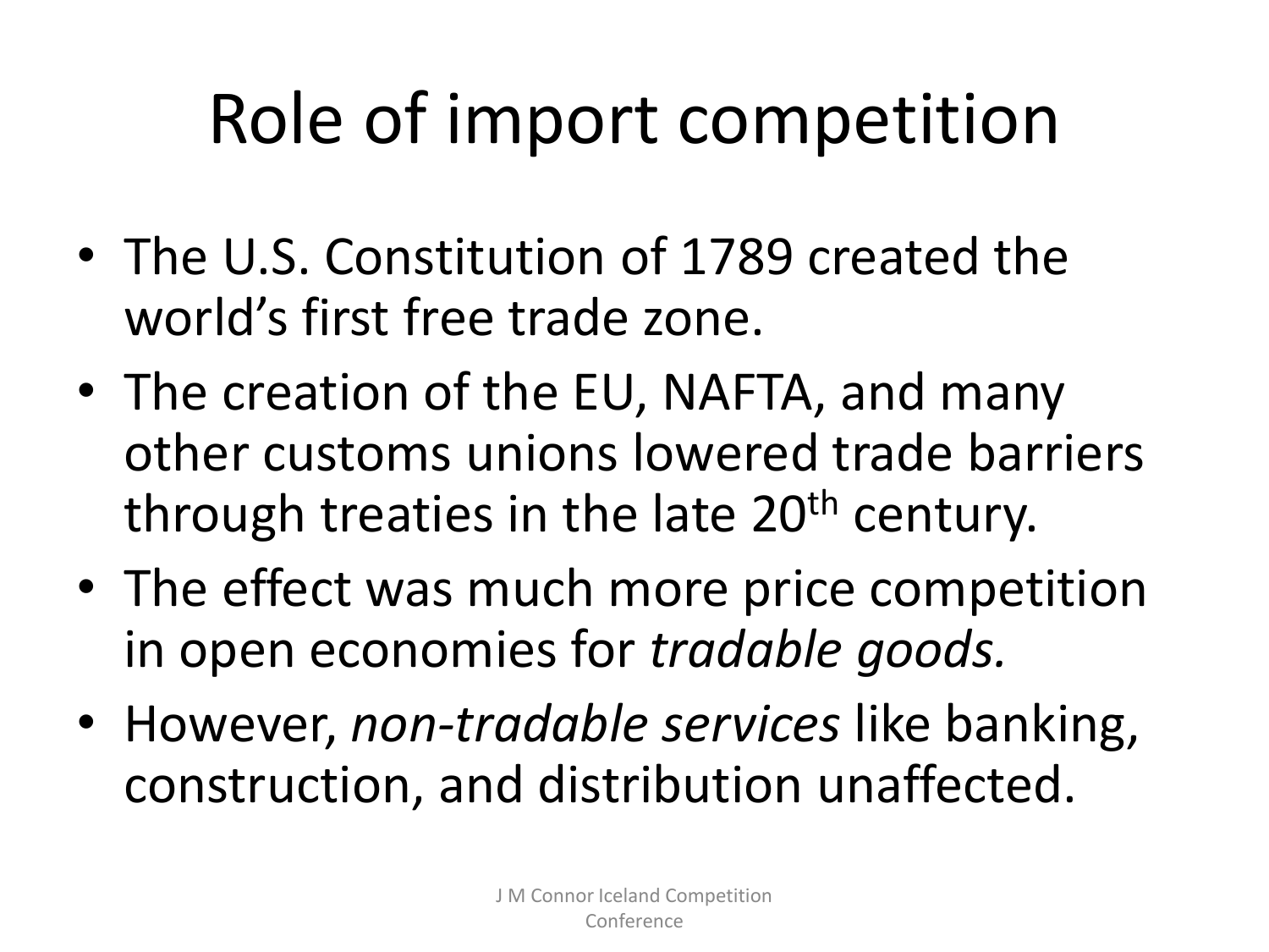# Role of import competition

- The U.S. Constitution of 1789 created the world's first free trade zone.
- The creation of the EU, NAFTA, and many other customs unions lowered trade barriers through treaties in the late 20th century.
- The effect was much more price competition in open economies for *tradable goods.*
- However, *non-tradable services* like banking, construction, and distribution unaffected.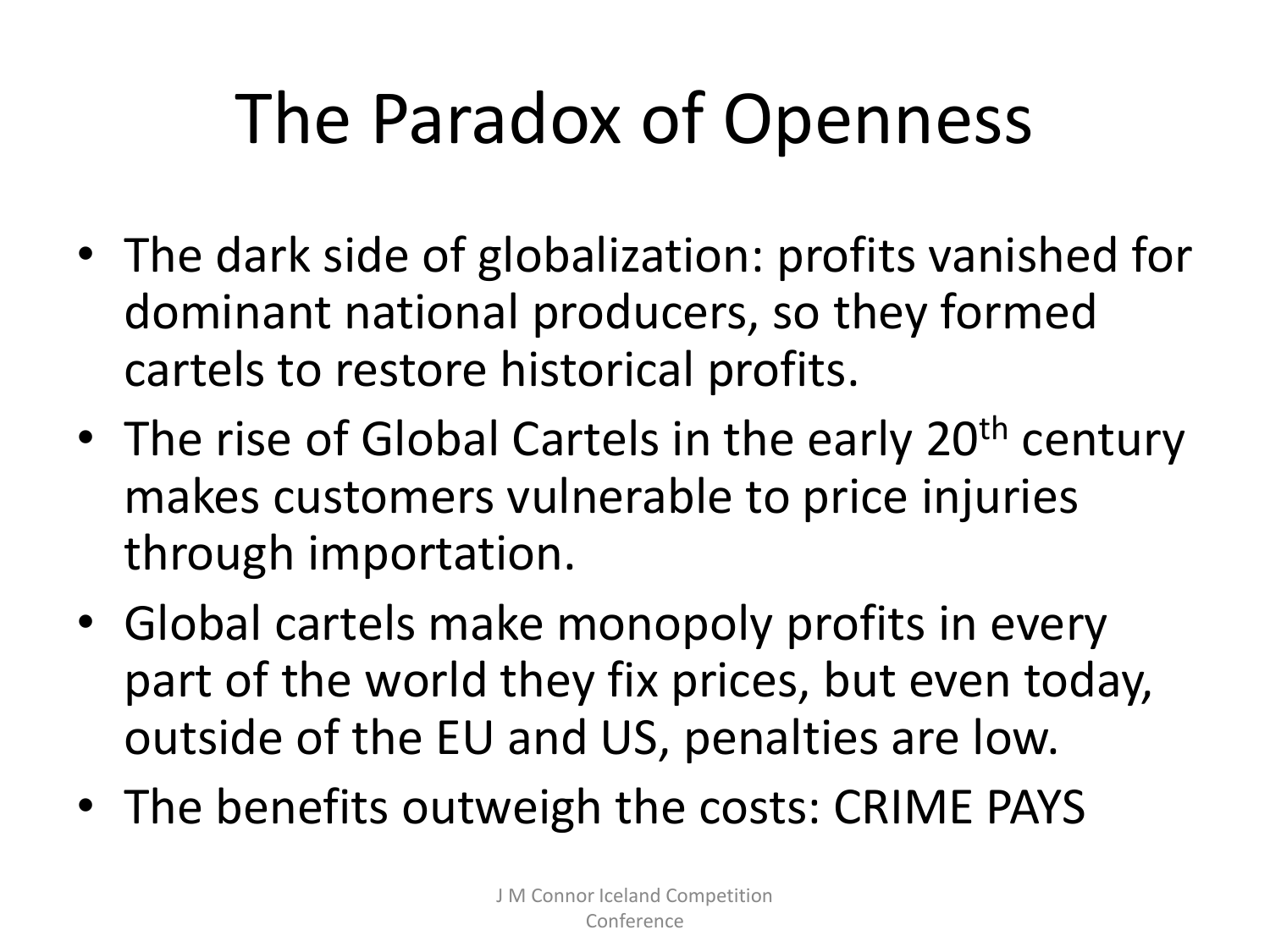# The Paradox of Openness

- The dark side of globalization: profits vanished for dominant national producers, so they formed cartels to restore historical profits.
- The rise of Global Cartels in the early 20th century makes customers vulnerable to price injuries through importation.
- Global cartels make monopoly profits in every part of the world they fix prices, but even today, outside of the EU and US, penalties are low.
- The benefits outweigh the costs: CRIME PAYS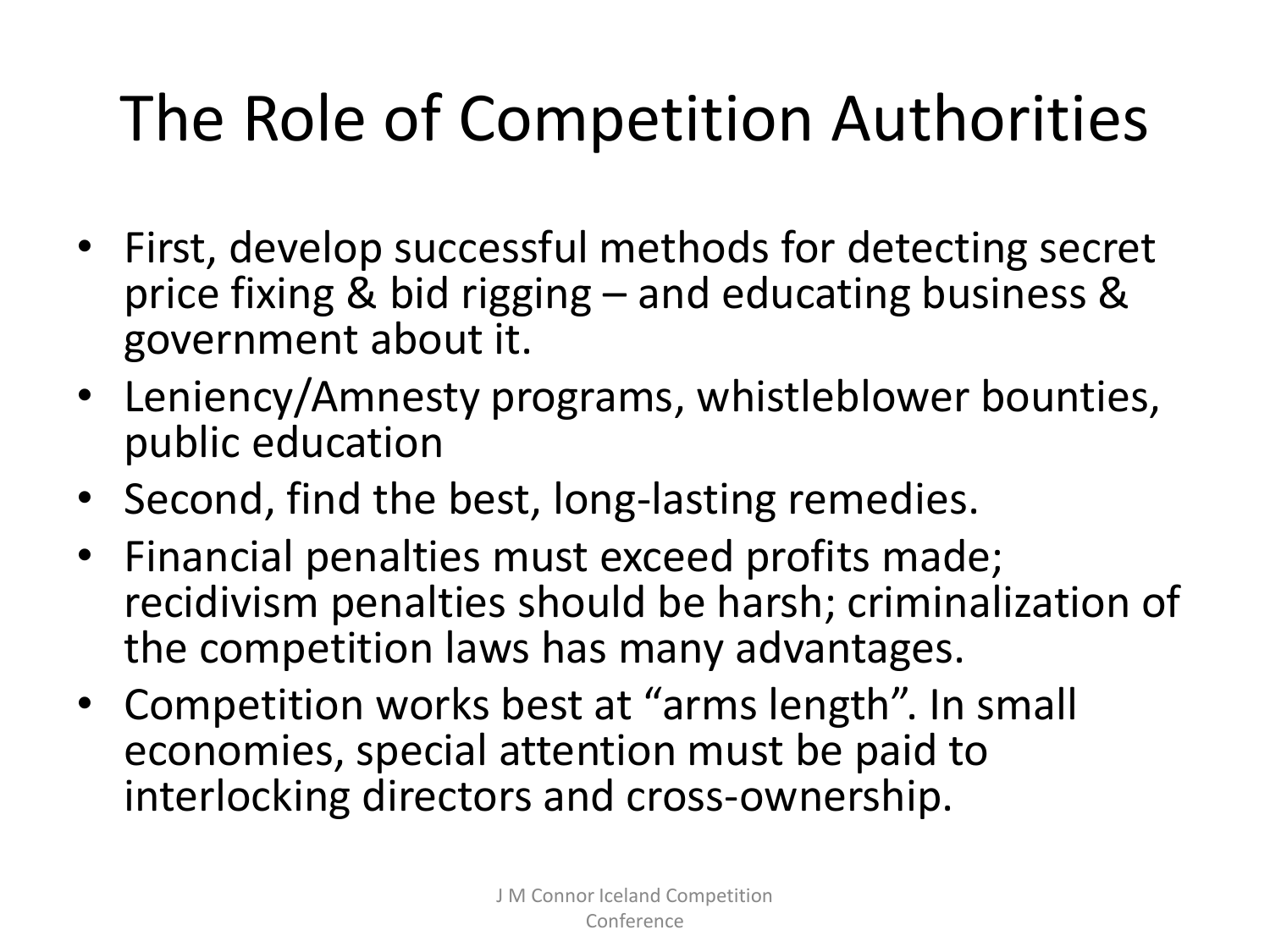# The Role of Competition Authorities

- First, develop successful methods for detecting secret price fixing & bid rigging – and educating business & government about it.
- Leniency/Amnesty programs, whistleblower bounties, public education
- Second, find the best, long-lasting remedies.
- Financial penalties must exceed profits made; recidivism penalties should be harsh; criminalization of the competition laws has many advantages.
- Competition works best at "arms length". In small economies, special attention must be paid to interlocking directors and cross-ownership.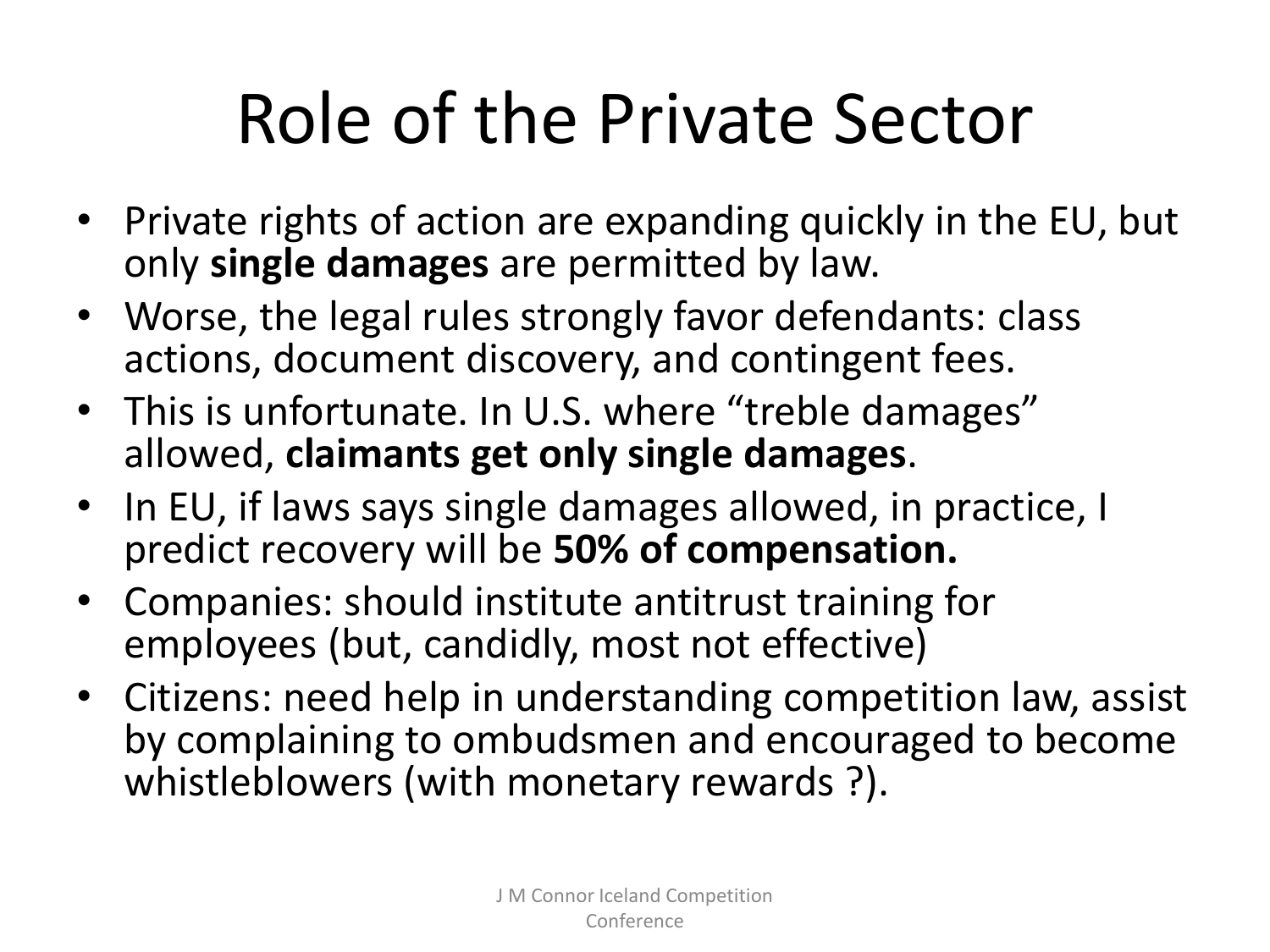# Role of the Private Sector

- Private rights of action are expanding quickly in the EU, but only **single damages** are permitted by law.
- Worse, the legal rules strongly favor defendants: class actions, document discovery, and contingent fees.
- This is unfortunate. In U.S. where "treble damages" allowed, **claimants get only single damages**.
- In EU, if laws says single damages allowed, in practice, I predict recovery will be **50% of compensation.**
- Companies: should institute antitrust training for employees (but, candidly, most not effective)
- Citizens: need help in understanding competition law, assist by complaining to ombudsmen and encouraged to become whistleblowers (with monetary rewards ?).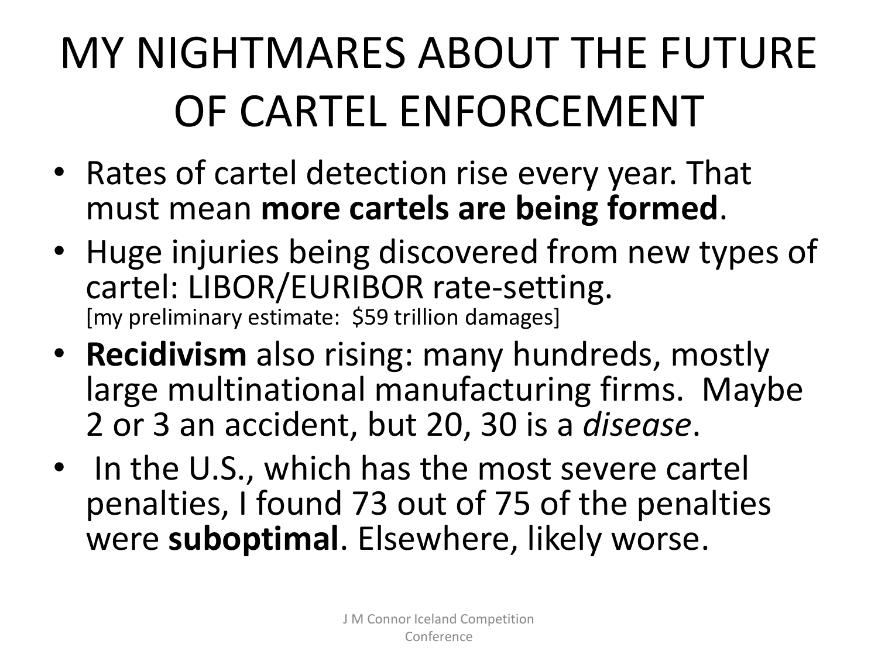# MY NIGHTMARES ABOUT THE FUTURE OF CARTEL ENFORCEMENT

- Rates of cartel detection rise every year. That must mean **more cartels are being formed**.
- Huge injuries being discovered from new types of cartel: LIBOR/EURIBOR rate-setting. [my preliminary estimate: $59 trillion damages]
- **Recidivism** also rising: many hundreds, mostly large multinational manufacturing firms. Maybe 2 or 3 an accident, but 20, 30 is a *disease*.
- In the U.S., which has the most severe cartel penalties, I found 73 out of 75 of the penalties were **suboptimal**. Elsewhere, likely worse.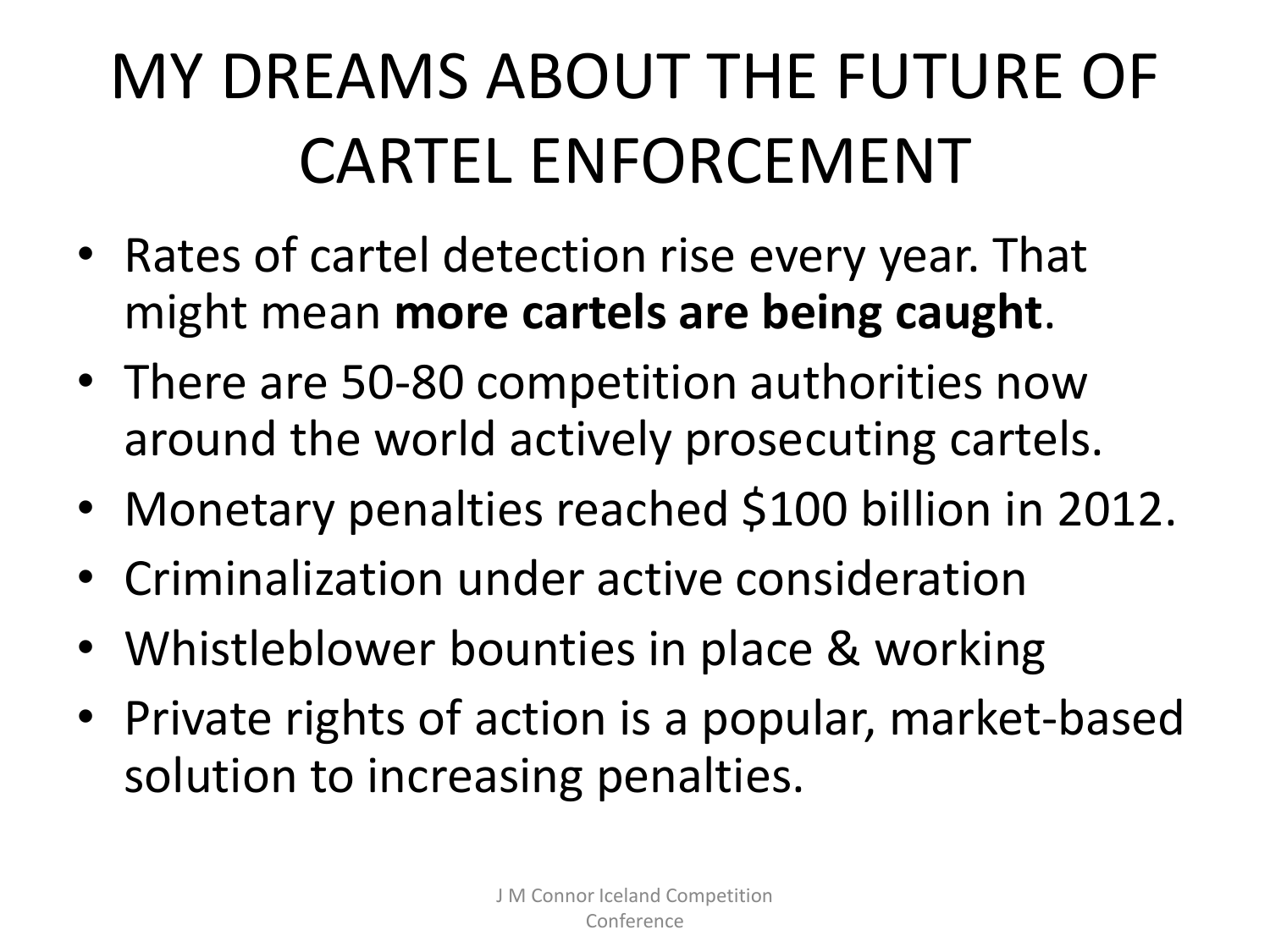# MY DREAMS ABOUT THE FUTURE OF CARTEL ENFORCEMENT

- Rates of cartel detection rise every year. That might mean **more cartels are being caught**.
- There are 50-80 competition authorities now around the world actively prosecuting cartels.
- Monetary penalties reached $100 billion in 2012.
- Criminalization under active consideration
- Whistleblower bounties in place & working
- Private rights of action is a popular, market-based solution to increasing penalties.